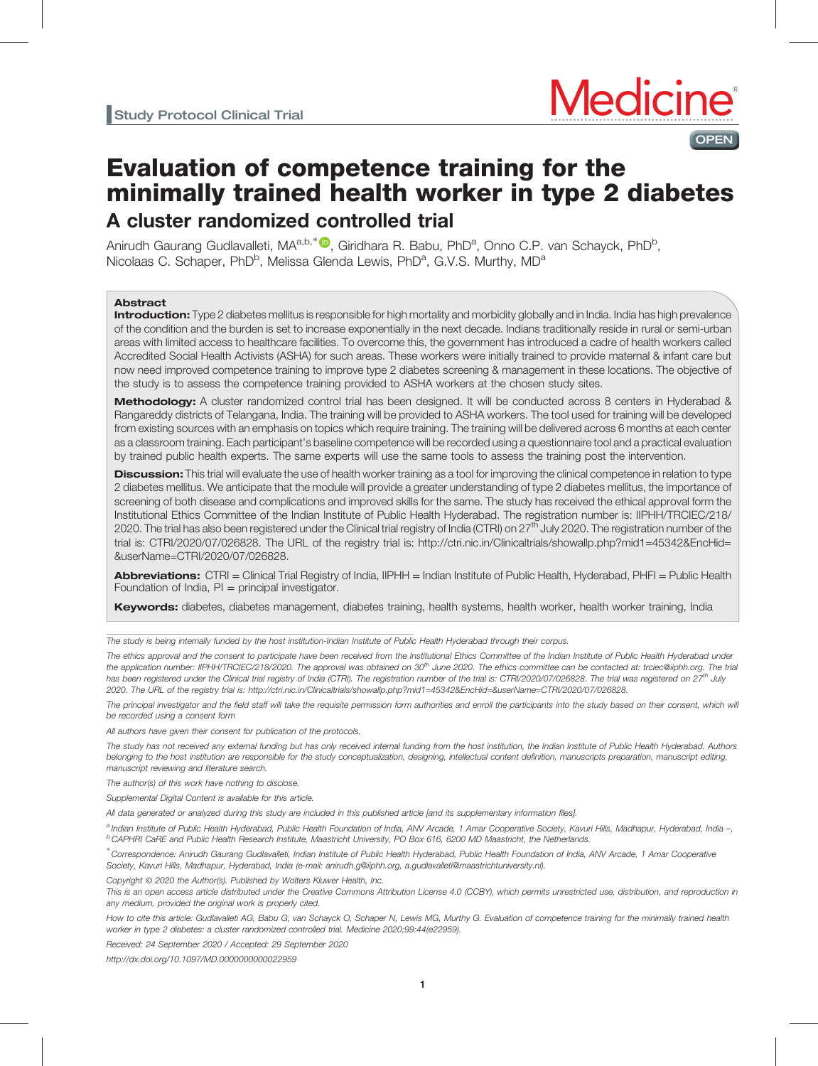Study Protocol Clinical Trial

# Evaluation of competence training for the minimally trained health worker in type 2 diabetes

## A cluster randomized controlled trial

Anirudh Gaurang Gudlavalleti, MA[a,b,*], Giridhara R. Babu, PhD[a], Onno C.P. van Schayck, PhD[b], Nicolaas C. Schaper, PhD[b], Melissa Glenda Lewis, PhD[a], G.V.S. Murthy, MD[a]

### Abstract

**Introduction:** Type 2 diabetes mellitus is responsible for high mortality and morbidity globally and in India. India has high prevalence of the condition and the burden is set to increase exponentially in the next decade. Indians traditionally reside in rural or semi-urban areas with limited access to healthcare facilities. To overcome this, the government has introduced a cadre of health workers called Accredited Social Health Activists (ASHA) for such areas. These workers were initially trained to provide maternal & infant care but now need improved competence training to improve type 2 diabetes screening & management in these locations. The objective of the study is to assess the competence training provided to ASHA workers at the chosen study sites.

**Methodology:** A cluster randomized control trial has been designed. It will be conducted across 8 centers in Hyderabad & Rangareddy districts of Telangana, India. The training will be provided to ASHA workers. The tool used for training will be developed from existing sources with an emphasis on topics which require training. The training will be delivered across 6 months at each center as a classroom training. Each participant's baseline competence will be recorded using a questionnaire tool and a practical evaluation by trained public health experts. The same experts will use the same tools to assess the training post the intervention.

**Discussion:** This trial will evaluate the use of health worker training as a tool for improving the clinical competence in relation to type 2 diabetes mellitus. We anticipate that the module will provide a greater understanding of type 2 diabetes mellitus, the importance of screening of both disease and complications and improved skills for the same. The study has received the ethical approval form the Institutional Ethics Committee of the Indian Institute of Public Health Hyderabad. The registration number is: IIPHH/TRCIEC/218/2020. The trial has also been registered under the Clinical trial registry of India (CTRI) on 27th July 2020. The registration number of the trial is: CTRI/2020/07/026828. The URL of the registry trial is: http://ctri.nic.in/Clinicaltrials/showallp.php?mid1=45342&EncHid=&userName=CTRI/2020/07/026828.

**Abbreviations:** CTRI = Clinical Trial Registry of India, IIPHH = Indian Institute of Public Health, Hyderabad, PHFI = Public Health Foundation of India, PI = principal investigator.

**Keywords:** diabetes, diabetes management, diabetes training, health systems, health worker, health worker training, India

---

*The study is being internally funded by the host institution-Indian Institute of Public Health Hyderabad through their corpus.*

*The ethics approval and the consent to participate have been received from the Institutional Ethics Committee of the Indian Institute of Public Health Hyderabad under the application number: IIPHH/TRCIEC/218/2020. The approval was obtained on 30th June 2020. The ethics committee can be contacted at: trciec@iiphh.org. The trial has been registered under the Clinical trial registry of India (CTRI). The registration number of the trial is: CTRI/2020/07/026828. The trial was registered on 27th July 2020. The URL of the registry trial is: http://ctri.nic.in/Clinicaltrials/showallp.php?mid1=45342&EncHid=&userName=CTRI/2020/07/026828.*

*The principal investigator and the field staff will take the requisite permission form authorities and enroll the participants into the study based on their consent, which will be recorded using a consent form*

*All authors have given their consent for publication of the protocols.*

*The study has not received any external funding but has only received internal funding from the host institution, the Indian Institute of Public Health Hyderabad. Authors belonging to the host institution are responsible for the study conceptualization, designing, intellectual content definition, manuscripts preparation, manuscript editing, manuscript reviewing and literature search.*

*The author(s) of this work have nothing to disclose.*

*Supplemental Digital Content is available for this article.*

*All data generated or analyzed during this study are included in this published article [and its supplementary information files].*

[a] *Indian Institute of Public Health Hyderabad, Public Health Foundation of India, ANV Arcade, 1 Amar Cooperative Society, Kavuri Hills, Madhapur, Hyderabad, India –,* [b] *CAPHRI CaRE and Public Health Research Institute, Maastricht University, PO Box 616, 6200 MD Maastricht, the Netherlands.*

[*] *Correspondence: Anirudh Gaurang Gudlavalleti, Indian Institute of Public Health Hyderabad, Public Health Foundation of India, ANV Arcade, 1 Amar Cooperative Society, Kavuri Hills, Madhapur, Hyderabad, India (e-mail: anirudh.g@iiphh.org, a.gudlavalleti@maastrichtuniversity.nl).*

*Copyright © 2020 the Author(s). Published by Wolters Kluwer Health, Inc.*

*This is an open access article distributed under the Creative Commons Attribution License 4.0 (CCBY), which permits unrestricted use, distribution, and reproduction in any medium, provided the original work is properly cited.*

*How to cite this article: Gudlavalleti AG, Babu G, van Schayck O, Schaper N, Lewis MG, Murthy G. Evaluation of competence training for the minimally trained health worker in type 2 diabetes: a cluster randomized controlled trial. Medicine 2020;99:44(e22959).*

*Received: 24 September 2020 / Accepted: 29 September 2020*

*http://dx.doi.org/10.1097/MD.0000000000022959*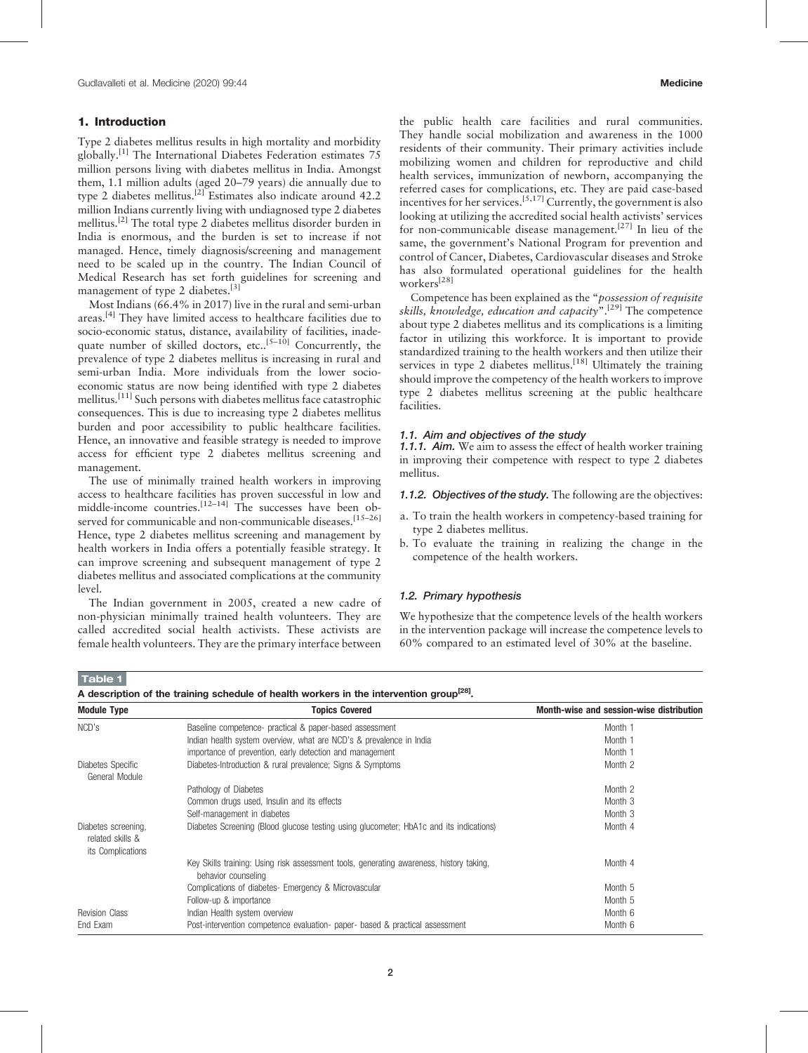## 1. Introduction

Type 2 diabetes mellitus results in high mortality and morbidity globally.[1] The International Diabetes Federation estimates 75 million persons living with diabetes mellitus in India. Amongst them, 1.1 million adults (aged 20–79 years) die annually due to type 2 diabetes mellitus.[2] Estimates also indicate around 42.2 million Indians currently living with undiagnosed type 2 diabetes mellitus.[2] The total type 2 diabetes mellitus disorder burden in India is enormous, and the burden is set to increase if not managed. Hence, timely diagnosis/screening and management need to be scaled up in the country. The Indian Council of Medical Research has set forth guidelines for screening and management of type 2 diabetes.[3]

Most Indians (66.4% in 2017) live in the rural and semi-urban areas.[4] They have limited access to healthcare facilities due to socio-economic status, distance, availability of facilities, inadequate number of skilled doctors, etc..[5–10] Concurrently, the prevalence of type 2 diabetes mellitus is increasing in rural and semi-urban India. More individuals from the lower socio-economic status are now being identified with type 2 diabetes mellitus.[11] Such persons with diabetes mellitus face catastrophic consequences. This is due to increasing type 2 diabetes mellitus burden and poor accessibility to public healthcare facilities. Hence, an innovative and feasible strategy is needed to improve access for efficient type 2 diabetes mellitus screening and management.

The use of minimally trained health workers in improving access to healthcare facilities has proven successful in low and middle-income countries.[12–14] The successes have been observed for communicable and non-communicable diseases.[15–26] Hence, type 2 diabetes mellitus screening and management by health workers in India offers a potentially feasible strategy. It can improve screening and subsequent management of type 2 diabetes mellitus and associated complications at the community level.

The Indian government in 2005, created a new cadre of non-physician minimally trained health volunteers. They are called accredited social health activists. These activists are female health volunteers. They are the primary interface between the public health care facilities and rural communities. They handle social mobilization and awareness in the 1000 residents of their community. Their primary activities include mobilizing women and children for reproductive and child health services, immunization of newborn, accompanying the referred cases for complications, etc. They are paid case-based incentives for her services.[5,17] Currently, the government is also looking at utilizing the accredited social health activists' services for non-communicable disease management.[27] In lieu of the same, the government's National Program for prevention and control of Cancer, Diabetes, Cardiovascular diseases and Stroke has also formulated operational guidelines for the health workers[28]

Competence has been explained as the "*possession of requisite skills, knowledge, education and capacity*".[29] The competence about type 2 diabetes mellitus and its complications is a limiting factor in utilizing this workforce. It is important to provide standardized training to the health workers and then utilize their services in type 2 diabetes mellitus.[18] Ultimately the training should improve the competency of the health workers to improve type 2 diabetes mellitus screening at the public healthcare facilities.

### 1.1. Aim and objectives of the study

#### 1.1.1. Aim.

We aim to assess the effect of health worker training in improving their competence with respect to type 2 diabetes mellitus.

#### 1.1.2. Objectives of the study.

The following are the objectives:

a. To train the health workers in competency-based training for type 2 diabetes mellitus.
b. To evaluate the training in realizing the change in the competence of the health workers.

### 1.2. Primary hypothesis

We hypothesize that the competence levels of the health workers in the intervention package will increase the competence levels to 60% compared to an estimated level of 30% at the baseline.

**Table 1**

**A description of the training schedule of health workers in the intervention group[28].**

| Module Type | Topics Covered | Month-wise and session-wise distribution |
|---|---|---|
| NCD's | Baseline competence- practical & paper-based assessment | Month 1 |
| | Indian health system overview, what are NCD's & prevalence in India | Month 1 |
| | importance of prevention, early detection and management | Month 1 |
| Diabetes Specific General Module | Diabetes-Introduction & rural prevalence; Signs & Symptoms | Month 2 |
| | Pathology of Diabetes | Month 2 |
| | Common drugs used, Insulin and its effects | Month 3 |
| | Self-management in diabetes | Month 3 |
| Diabetes screening, related skills & its Complications | Diabetes Screening (Blood glucose testing using glucometer; HbA1c and its indications) | Month 4 |
| | Key Skills training: Using risk assessment tools, generating awareness, history taking, behavior counseling | Month 4 |
| | Complications of diabetes- Emergency & Microvascular | Month 5 |
| | Follow-up & importance | Month 5 |
| Revision Class | Indian Health system overview | Month 6 |
| End Exam | Post-intervention competence evaluation- paper- based & practical assessment | Month 6 |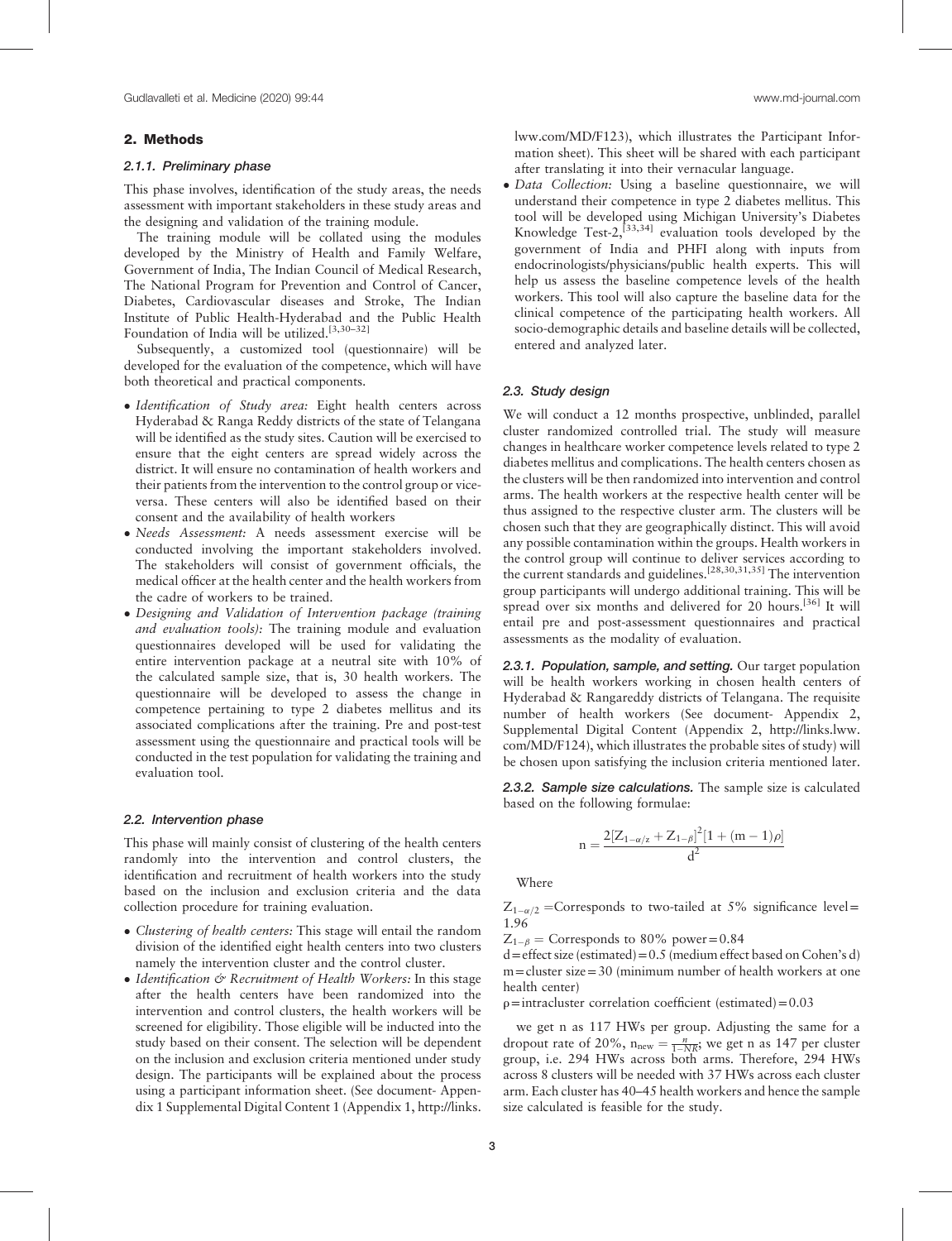## 2. Methods

### 2.1.1. Preliminary phase

This phase involves, identification of the study areas, the needs assessment with important stakeholders in these study areas and the designing and validation of the training module.

The training module will be collated using the modules developed by the Ministry of Health and Family Welfare, Government of India, The Indian Council of Medical Research, The National Program for Prevention and Control of Cancer, Diabetes, Cardiovascular diseases and Stroke, The Indian Institute of Public Health-Hyderabad and the Public Health Foundation of India will be utilized.[3,30–32]

Subsequently, a customized tool (questionnaire) will be developed for the evaluation of the competence, which will have both theoretical and practical components.

- *Identification of Study area:* Eight health centers across Hyderabad & Ranga Reddy districts of the state of Telangana will be identified as the study sites. Caution will be exercised to ensure that the eight centers are spread widely across the district. It will ensure no contamination of health workers and their patients from the intervention to the control group or vice-versa. These centers will also be identified based on their consent and the availability of health workers
- *Needs Assessment:* A needs assessment exercise will be conducted involving the important stakeholders involved. The stakeholders will consist of government officials, the medical officer at the health center and the health workers from the cadre of workers to be trained.
- *Designing and Validation of Intervention package (training and evaluation tools):* The training module and evaluation questionnaires developed will be used for validating the entire intervention package at a neutral site with 10% of the calculated sample size, that is, 30 health workers. The questionnaire will be developed to assess the change in competence pertaining to type 2 diabetes mellitus and its associated complications after the training. Pre and post-test assessment using the questionnaire and practical tools will be conducted in the test population for validating the training and evaluation tool.

### 2.2. Intervention phase

This phase will mainly consist of clustering of the health centers randomly into the intervention and control clusters, the identification and recruitment of health workers into the study based on the inclusion and exclusion criteria and the data collection procedure for training evaluation.

- *Clustering of health centers:* This stage will entail the random division of the identified eight health centers into two clusters namely the intervention cluster and the control cluster.
- *Identification & Recruitment of Health Workers:* In this stage after the health centers have been randomized into the intervention and control clusters, the health workers will be screened for eligibility. Those eligible will be inducted into the study based on their consent. The selection will be dependent on the inclusion and exclusion criteria mentioned under study design. The participants will be explained about the process using a participant information sheet. (See document- Appendix 1 Supplemental Digital Content 1 (Appendix 1, http://links.lww.com/MD/F123), which illustrates the Participant Information sheet). This sheet will be shared with each participant after translating it into their vernacular language.
- *Data Collection:* Using a baseline questionnaire, we will understand their competence in type 2 diabetes mellitus. This tool will be developed using Michigan University's Diabetes Knowledge Test-2,[33,34] evaluation tools developed by the government of India and PHFI along with inputs from endocrinologists/physicians/public health experts. This will help us assess the baseline competence levels of the health workers. This tool will also capture the baseline data for the clinical competence of the participating health workers. All socio-demographic details and baseline details will be collected, entered and analyzed later.

### 2.3. Study design

We will conduct a 12 months prospective, unblinded, parallel cluster randomized controlled trial. The study will measure changes in healthcare worker competence levels related to type 2 diabetes mellitus and complications. The health centers chosen as the clusters will be then randomized into intervention and control arms. The health workers at the respective health center will be thus assigned to the respective cluster arm. The clusters will be chosen such that they are geographically distinct. This will avoid any possible contamination within the groups. Health workers in the control group will continue to deliver services according to the current standards and guidelines.[28,30,31,35] The intervention group participants will undergo additional training. This will be spread over six months and delivered for 20 hours.[36] It will entail pre and post-assessment questionnaires and practical assessments as the modality of evaluation.

**2.3.1. Population, sample, and setting.** Our target population will be health workers working in chosen health centers of Hyderabad & Rangareddy districts of Telangana. The requisite number of health workers (See document- Appendix 2, Supplemental Digital Content (Appendix 2, http://links.lww.com/MD/F124), which illustrates the probable sites of study) will be chosen upon satisfying the inclusion criteria mentioned later.

**2.3.2. Sample size calculations.** The sample size is calculated based on the following formulae:

$$n = \frac{2[Z_{1-\alpha/z} + Z_{1-\beta}]^2[1 + (m-1)\rho]}{d^2}$$

Where

$Z_{1-\alpha/2}$ =Corresponds to two-tailed at 5% significance level= 1.96

$Z_{1-\beta}$ = Corresponds to 80% power=0.84

d=effect size (estimated)=0.5 (medium effect based on Cohen's d)

m=cluster size=30 (minimum number of health workers at one health center)

$\rho$=intracluster correlation coefficient (estimated)=0.03

we get n as 117 HWs per group. Adjusting the same for a dropout rate of 20%, $n_{new} = \frac{n}{1-NR}$; we get n as 147 per cluster group, i.e. 294 HWs across both arms. Therefore, 294 HWs across 8 clusters will be needed with 37 HWs across each cluster arm. Each cluster has 40–45 health workers and hence the sample size calculated is feasible for the study.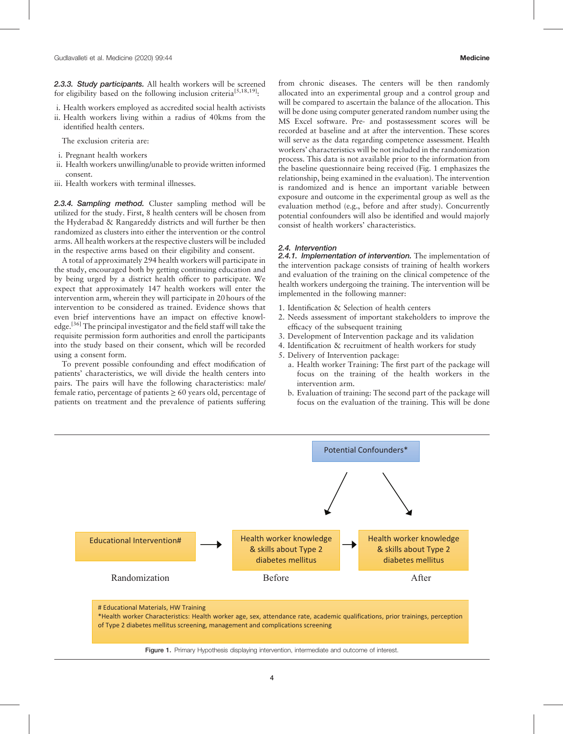***2.3.3. Study participants.*** All health workers will be screened for eligibility based on the following inclusion criteria[5,18,19]:

i. Health workers employed as accredited social health activists
ii. Health workers living within a radius of 40kms from the identified health centers.

The exclusion criteria are:

i. Pregnant health workers
ii. Health workers unwilling/unable to provide written informed consent.
iii. Health workers with terminal illnesses.

***2.3.4. Sampling method.*** Cluster sampling method will be utilized for the study. First, 8 health centers will be chosen from the Hyderabad & Rangareddy districts and will further be then randomized as clusters into either the intervention or the control arms. All health workers at the respective clusters will be included in the respective arms based on their eligibility and consent.

A total of approximately 294 health workers will participate in the study, encouraged both by getting continuing education and by being urged by a district health officer to participate. We expect that approximately 147 health workers will enter the intervention arm, wherein they will participate in 20 hours of the intervention to be considered as trained. Evidence shows that even brief interventions have an impact on effective knowledge.[36] The principal investigator and the field staff will take the requisite permission form authorities and enroll the participants into the study based on their consent, which will be recorded using a consent form.

To prevent possible confounding and effect modification of patients' characteristics, we will divide the health centers into pairs. The pairs will have the following characteristics: male/female ratio, percentage of patients ≥ 60 years old, percentage of patients on treatment and the prevalence of patients suffering from chronic diseases. The centers will be then randomly allocated into an experimental group and a control group and will be compared to ascertain the balance of the allocation. This will be done using computer generated random number using the MS Excel software. Pre- and postassessment scores will be recorded at baseline and at after the intervention. These scores will serve as the data regarding competence assessment. Health workers' characteristics will be not included in the randomization process. This data is not available prior to the information from the baseline questionnaire being received (Fig. 1 emphasizes the relationship, being examined in the evaluation). The intervention is randomized and is hence an important variable between exposure and outcome in the experimental group as well as the evaluation method (e.g., before and after study). Concurrently potential confounders will also be identified and would majorly consist of health workers' characteristics.

### *2.4. Intervention*

***2.4.1. Implementation of intervention.*** The implementation of the intervention package consists of training of health workers and evaluation of the training on the clinical competence of the health workers undergoing the training. The intervention will be implemented in the following manner:

1. Identification & Selection of health centers
2. Needs assessment of important stakeholders to improve the efficacy of the subsequent training
3. Development of Intervention package and its validation
4. Identification & recruitment of health workers for study
5. Delivery of Intervention package:
   a. Health worker Training: The first part of the package will focus on the training of the health workers in the intervention arm.
   b. Evaluation of training: The second part of the package will focus on the evaluation of the training. This will be done

Potential Confounders*

Educational Intervention# → Health worker knowledge & skills about Type 2 diabetes mellitus → Health worker knowledge & skills about Type 2 diabetes mellitus

Randomization | Before | After

# Educational Materials, HW Training
*Health worker Characteristics: Health worker age, sex, attendance rate, academic qualifications, prior trainings, perception of Type 2 diabetes mellitus screening, management and complications screening

**Figure 1.** Primary Hypothesis displaying intervention, intermediate and outcome of interest.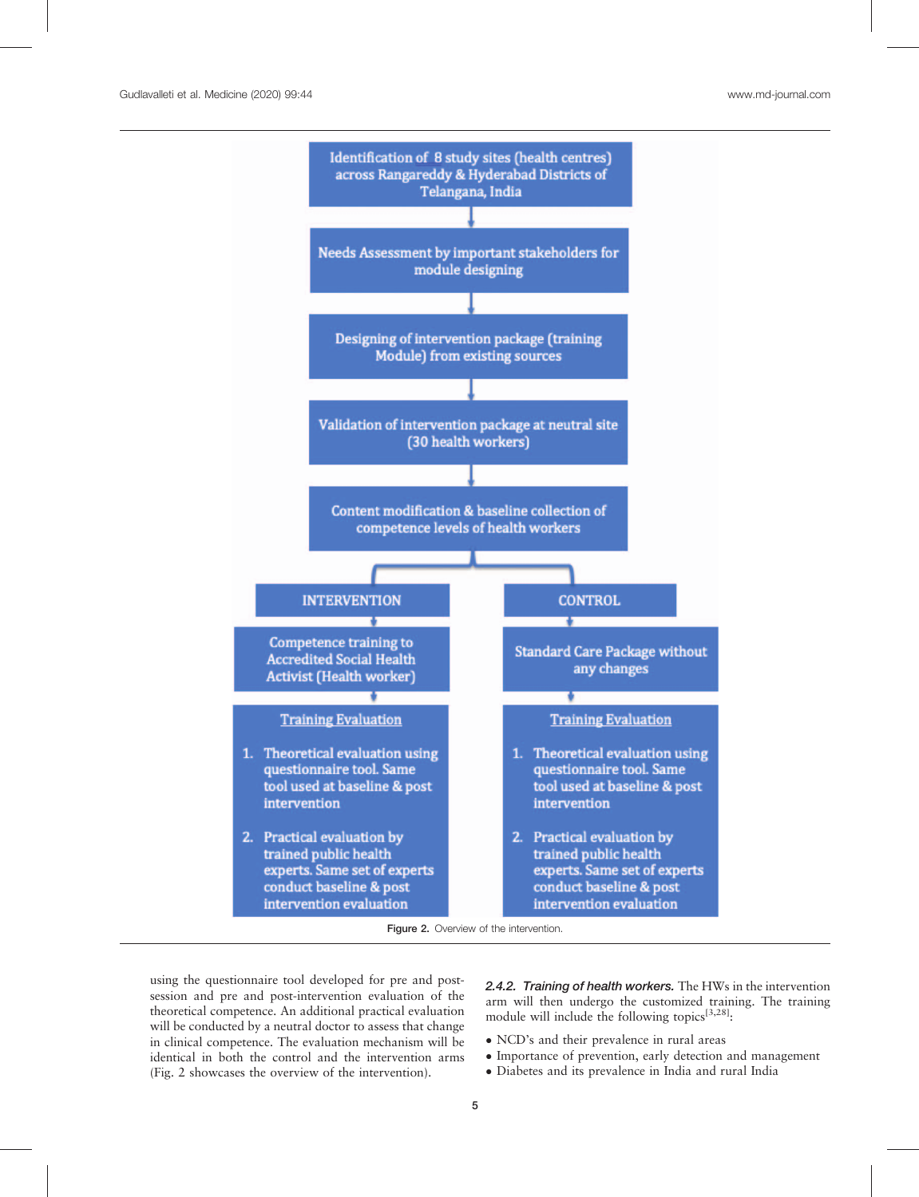Identification of 8 study sites (health centres) across Rangareddy & Hyderabad Districts of Telangana, India

Needs Assessment by important stakeholders for module designing

Designing of intervention package (training Module) from existing sources

Validation of intervention package at neutral site (30 health workers)

Content modification & baseline collection of competence levels of health workers

| INTERVENTION | CONTROL |
| --- | --- |
| Competence training to Accredited Social Health Activist (Health worker) | Standard Care Package without any changes |
| **Training Evaluation**<br>1. Theoretical evaluation using questionnaire tool. Same tool used at baseline & post intervention<br>2. Practical evaluation by trained public health experts. Same set of experts conduct baseline & post intervention evaluation | **Training Evaluation**<br>1. Theoretical evaluation using questionnaire tool. Same tool used at baseline & post intervention<br>2. Practical evaluation by trained public health experts. Same set of experts conduct baseline & post intervention evaluation |

**Figure 2.** Overview of the intervention.

using the questionnaire tool developed for pre and post-session and pre and post-intervention evaluation of the theoretical competence. An additional practical evaluation will be conducted by a neutral doctor to assess that change in clinical competence. The evaluation mechanism will be identical in both the control and the intervention arms (Fig. 2 showcases the overview of the intervention).

#### *2.4.2. Training of health workers.*

The HWs in the intervention arm will then undergo the customized training. The training module will include the following topics[3,28]:

- NCD's and their prevalence in rural areas
- Importance of prevention, early detection and management
- Diabetes and its prevalence in India and rural India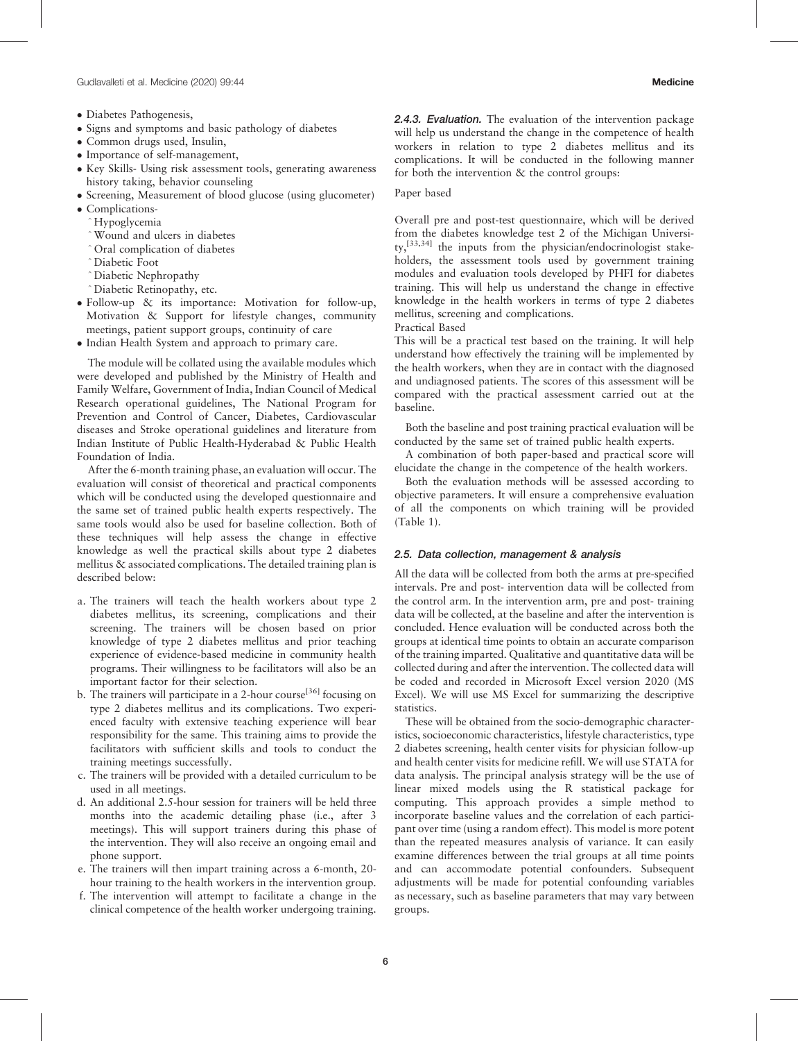- Diabetes Pathogenesis,
- Signs and symptoms and basic pathology of diabetes
- Common drugs used, Insulin,
- Importance of self-management,
- Key Skills- Using risk assessment tools, generating awareness history taking, behavior counseling
- Screening, Measurement of blood glucose (using glucometer)
- Complications-
  - ˆHypoglycemia
  - ˆWound and ulcers in diabetes
  - ˆOral complication of diabetes
  - ˆDiabetic Foot
  - ˆDiabetic Nephropathy
  - ˆDiabetic Retinopathy, etc.
- Follow-up & its importance: Motivation for follow-up, Motivation & Support for lifestyle changes, community meetings, patient support groups, continuity of care
- Indian Health System and approach to primary care.

The module will be collated using the available modules which were developed and published by the Ministry of Health and Family Welfare, Government of India, Indian Council of Medical Research operational guidelines, The National Program for Prevention and Control of Cancer, Diabetes, Cardiovascular diseases and Stroke operational guidelines and literature from Indian Institute of Public Health-Hyderabad & Public Health Foundation of India.

After the 6-month training phase, an evaluation will occur. The evaluation will consist of theoretical and practical components which will be conducted using the developed questionnaire and the same set of trained public health experts respectively. The same tools would also be used for baseline collection. Both of these techniques will help assess the change in effective knowledge as well the practical skills about type 2 diabetes mellitus & associated complications. The detailed training plan is described below:

a. The trainers will teach the health workers about type 2 diabetes mellitus, its screening, complications and their screening. The trainers will be chosen based on prior knowledge of type 2 diabetes mellitus and prior teaching experience of evidence-based medicine in community health programs. Their willingness to be facilitators will also be an important factor for their selection.
b. The trainers will participate in a 2-hour course[36] focusing on type 2 diabetes mellitus and its complications. Two experienced faculty with extensive teaching experience will bear responsibility for the same. This training aims to provide the facilitators with sufficient skills and tools to conduct the training meetings successfully.
c. The trainers will be provided with a detailed curriculum to be used in all meetings.
d. An additional 2.5-hour session for trainers will be held three months into the academic detailing phase (i.e., after 3 meetings). This will support trainers during this phase of the intervention. They will also receive an ongoing email and phone support.
e. The trainers will then impart training across a 6-month, 20-hour training to the health workers in the intervention group.
f. The intervention will attempt to facilitate a change in the clinical competence of the health worker undergoing training.

#### 2.4.3. Evaluation.

The evaluation of the intervention package will help us understand the change in the competence of health workers in relation to type 2 diabetes mellitus and its complications. It will be conducted in the following manner for both the intervention & the control groups:

Paper based

Overall pre and post-test questionnaire, which will be derived from the diabetes knowledge test 2 of the Michigan University,[33,34] the inputs from the physician/endocrinologist stakeholders, the assessment tools used by government training modules and evaluation tools developed by PHFI for diabetes training. This will help us understand the change in effective knowledge in the health workers in terms of type 2 diabetes mellitus, screening and complications.

Practical Based

This will be a practical test based on the training. It will help understand how effectively the training will be implemented by the health workers, when they are in contact with the diagnosed and undiagnosed patients. The scores of this assessment will be compared with the practical assessment carried out at the baseline.

Both the baseline and post training practical evaluation will be conducted by the same set of trained public health experts.

A combination of both paper-based and practical score will elucidate the change in the competence of the health workers.

Both the evaluation methods will be assessed according to objective parameters. It will ensure a comprehensive evaluation of all the components on which training will be provided (Table 1).

### 2.5. Data collection, management & analysis

All the data will be collected from both the arms at pre-specified intervals. Pre and post- intervention data will be collected from the control arm. In the intervention arm, pre and post- training data will be collected, at the baseline and after the intervention is concluded. Hence evaluation will be conducted across both the groups at identical time points to obtain an accurate comparison of the training imparted. Qualitative and quantitative data will be collected during and after the intervention. The collected data will be coded and recorded in Microsoft Excel version 2020 (MS Excel). We will use MS Excel for summarizing the descriptive statistics.

These will be obtained from the socio-demographic characteristics, socioeconomic characteristics, lifestyle characteristics, type 2 diabetes screening, health center visits for physician follow-up and health center visits for medicine refill. We will use STATA for data analysis. The principal analysis strategy will be the use of linear mixed models using the R statistical package for computing. This approach provides a simple method to incorporate baseline values and the correlation of each participant over time (using a random effect). This model is more potent than the repeated measures analysis of variance. It can easily examine differences between the trial groups at all time points and can accommodate potential confounders. Subsequent adjustments will be made for potential confounding variables as necessary, such as baseline parameters that may vary between groups.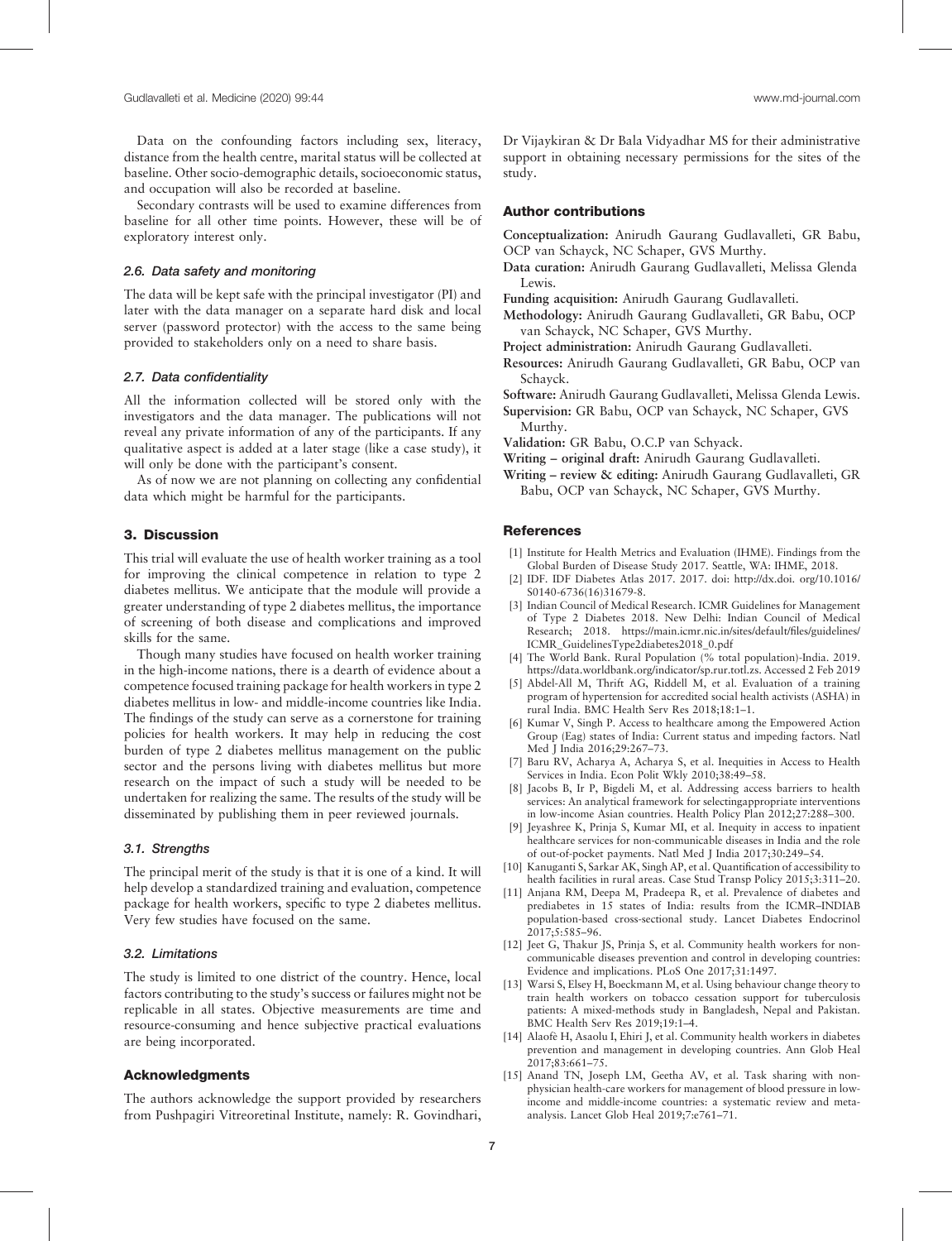Data on the confounding factors including sex, literacy, distance from the health centre, marital status will be collected at baseline. Other socio-demographic details, socioeconomic status, and occupation will also be recorded at baseline.

Secondary contrasts will be used to examine differences from baseline for all other time points. However, these will be of exploratory interest only.

### 2.6. Data safety and monitoring

The data will be kept safe with the principal investigator (PI) and later with the data manager on a separate hard disk and local server (password protector) with the access to the same being provided to stakeholders only on a need to share basis.

### 2.7. Data confidentiality

All the information collected will be stored only with the investigators and the data manager. The publications will not reveal any private information of any of the participants. If any qualitative aspect is added at a later stage (like a case study), it will only be done with the participant's consent.

As of now we are not planning on collecting any confidential data which might be harmful for the participants.

## 3. Discussion

This trial will evaluate the use of health worker training as a tool for improving the clinical competence in relation to type 2 diabetes mellitus. We anticipate that the module will provide a greater understanding of type 2 diabetes mellitus, the importance of screening of both disease and complications and improved skills for the same.

Though many studies have focused on health worker training in the high-income nations, there is a dearth of evidence about a competence focused training package for health workers in type 2 diabetes mellitus in low- and middle-income countries like India. The findings of the study can serve as a cornerstone for training policies for health workers. It may help in reducing the cost burden of type 2 diabetes mellitus management on the public sector and the persons living with diabetes mellitus but more research on the impact of such a study will be needed to be undertaken for realizing the same. The results of the study will be disseminated by publishing them in peer reviewed journals.

### 3.1. Strengths

The principal merit of the study is that it is one of a kind. It will help develop a standardized training and evaluation, competence package for health workers, specific to type 2 diabetes mellitus. Very few studies have focused on the same.

### 3.2. Limitations

The study is limited to one district of the country. Hence, local factors contributing to the study's success or failures might not be replicable in all states. Objective measurements are time and resource-consuming and hence subjective practical evaluations are being incorporated.

## Acknowledgments

The authors acknowledge the support provided by researchers from Pushpagiri Vitreoretinal Institute, namely: R. Govindhari, Dr Vijaykiran & Dr Bala Vidyadhar MS for their administrative support in obtaining necessary permissions for the sites of the study.

## Author contributions

**Conceptualization:** Anirudh Gaurang Gudlavalleti, GR Babu, OCP van Schayck, NC Schaper, GVS Murthy.

**Data curation:** Anirudh Gaurang Gudlavalleti, Melissa Glenda Lewis.

**Funding acquisition:** Anirudh Gaurang Gudlavalleti.

**Methodology:** Anirudh Gaurang Gudlavalleti, GR Babu, OCP van Schayck, NC Schaper, GVS Murthy.

**Project administration:** Anirudh Gaurang Gudlavalleti.

**Resources:** Anirudh Gaurang Gudlavalleti, GR Babu, OCP van Schayck.

**Software:** Anirudh Gaurang Gudlavalleti, Melissa Glenda Lewis.

**Supervision:** GR Babu, OCP van Schayck, NC Schaper, GVS Murthy.

**Validation:** GR Babu, O.C.P van Schyack.

**Writing – original draft:** Anirudh Gaurang Gudlavalleti.

**Writing – review & editing:** Anirudh Gaurang Gudlavalleti, GR Babu, OCP van Schayck, NC Schaper, GVS Murthy.

## References

[1] Institute for Health Metrics and Evaluation (IHME). Findings from the Global Burden of Disease Study 2017. Seattle, WA: IHME, 2018.

[2] IDF. IDF Diabetes Atlas 2017. 2017. doi: http://dx.doi. org/10.1016/S0140-6736(16)31679-8.

[3] Indian Council of Medical Research. ICMR Guidelines for Management of Type 2 Diabetes 2018. New Delhi: Indian Council of Medical Research; 2018. https://main.icmr.nic.in/sites/default/files/guidelines/ICMR_GuidelinesType2diabetes2018_0.pdf

[4] The World Bank. Rural Population (% total population)-India. 2019. https://data.worldbank.org/indicator/sp.rur.totl.zs. Accessed 2 Feb 2019

[5] Abdel-All M, Thrift AG, Riddell M, et al. Evaluation of a training program of hypertension for accredited social health activists (ASHA) in rural India. BMC Health Serv Res 2018;18:1–1.

[6] Kumar V, Singh P. Access to healthcare among the Empowered Action Group (Eag) states of India: Current status and impeding factors. Natl Med J India 2016;29:267–73.

[7] Baru RV, Acharya A, Acharya S, et al. Inequities in Access to Health Services in India. Econ Polit Wkly 2010;38:49–58.

[8] Jacobs B, Ir P, Bigdeli M, et al. Addressing access barriers to health services: An analytical framework for selectingappropriate interventions in low-income Asian countries. Health Policy Plan 2012;27:288–300.

[9] Jeyashree K, Prinja S, Kumar MI, et al. Inequity in access to inpatient healthcare services for non-communicable diseases in India and the role of out-of-pocket payments. Natl Med J India 2017;30:249–54.

[10] Kanuganti S, Sarkar AK, Singh AP, et al. Quantification of accessibility to health facilities in rural areas. Case Stud Transp Policy 2015;3:311–20.

[11] Anjana RM, Deepa M, Pradeepa R, et al. Prevalence of diabetes and prediabetes in 15 states of India: results from the ICMR–INDIAB population-based cross-sectional study. Lancet Diabetes Endocrinol 2017;5:585–96.

[12] Jeet G, Thakur JS, Prinja S, et al. Community health workers for non-communicable diseases prevention and control in developing countries: Evidence and implications. PLoS One 2017;31:1497.

[13] Warsi S, Elsey H, Boeckmann M, et al. Using behaviour change theory to train health workers on tobacco cessation support for tuberculosis patients: A mixed-methods study in Bangladesh, Nepal and Pakistan. BMC Health Serv Res 2019;19:1–4.

[14] Alaofè H, Asaolu I, Ehiri J, et al. Community health workers in diabetes prevention and management in developing countries. Ann Glob Heal 2017;83:661–75.

[15] Anand TN, Joseph LM, Geetha AV, et al. Task sharing with non-physician health-care workers for management of blood pressure in low-income and middle-income countries: a systematic review and meta-analysis. Lancet Glob Heal 2019;7:e761–71.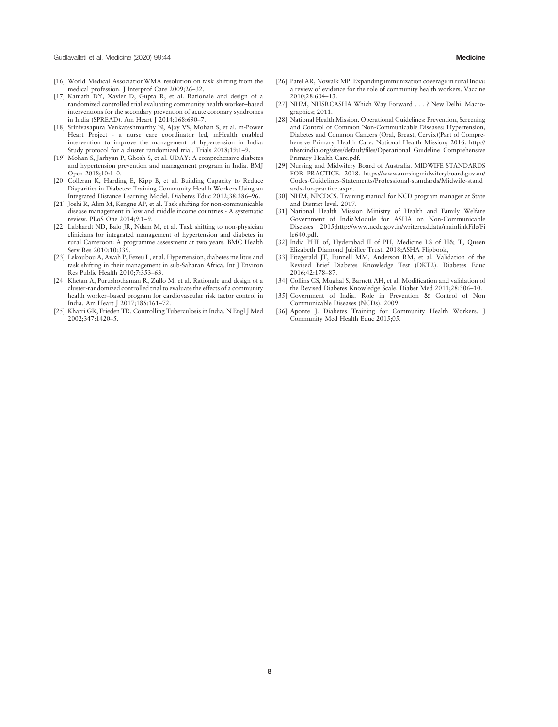[16] World Medical AssociationWMA resolution on task shifting from the medical profession. J Interprof Care 2009;26–32.

[17] Kamath DY, Xavier D, Gupta R, et al. Rationale and design of a randomized controlled trial evaluating community health worker–based interventions for the secondary prevention of acute coronary syndromes in India (SPREAD). Am Heart J 2014;168:690–7.

[18] Srinivasapura Venkateshmurthy N, Ajay VS, Mohan S, et al. m-Power Heart Project - a nurse care coordinator led, mHealth enabled intervention to improve the management of hypertension in India: Study protocol for a cluster randomized trial. Trials 2018;19:1–9.

[19] Mohan S, Jarhyan P, Ghosh S, et al. UDAY: A comprehensive diabetes and hypertension prevention and management program in India. BMJ Open 2018;10:1–0.

[20] Colleran K, Harding E, Kipp B, et al. Building Capacity to Reduce Disparities in Diabetes: Training Community Health Workers Using an Integrated Distance Learning Model. Diabetes Educ 2012;38:386–96.

[21] Joshi R, Alim M, Kengne AP, et al. Task shifting for non-communicable disease management in low and middle income countries - A systematic review. PLoS One 2014;9:1–9.

[22] Labhardt ND, Balo JR, Ndam M, et al. Task shifting to non-physician clinicians for integrated management of hypertension and diabetes in rural Cameroon: A programme assessment at two years. BMC Health Serv Res 2010;10:339.

[23] Lekoubou A, Awah P, Fezeu L, et al. Hypertension, diabetes mellitus and task shifting in their management in sub-Saharan Africa. Int J Environ Res Public Health 2010;7:353–63.

[24] Khetan A, Purushothaman R, Zullo M, et al. Rationale and design of a cluster-randomized controlled trial to evaluate the effects of a community health worker–based program for cardiovascular risk factor control in India. Am Heart J 2017;185:161–72.

[25] Khatri GR, Frieden TR. Controlling Tuberculosis in India. N Engl J Med 2002;347:1420–5.

[26] Patel AR, Nowalk MP. Expanding immunization coverage in rural India: a review of evidence for the role of community health workers. Vaccine 2010;28:604–13.

[27] NHM, NHSRCASHA Which Way Forward . . . ? New Delhi: Macro-graphics; 2011.

[28] National Health Mission. Operational Guidelines: Prevention, Screening and Control of Common Non-Communicable Diseases: Hypertension, Diabetes and Common Cancers (Oral, Breast, Cervix)(Part of Comprehensive Primary Health Care. National Health Mission; 2016. http://nhsrcindia.org/sites/default/files/Operational Guideline Comprehensive Primary Health Care.pdf.

[29] Nursing and Midwifery Board of Australia. MIDWIFE STANDARDS FOR PRACTICE. 2018. https://www.nursingmidwiferyboard.gov.au/Codes-Guidelines-Statements/Professional-standards/Midwife-standards-for-practice.aspx.

[30] NHM, NPCDCS. Training manual for NCD program manager at State and District level. 2017.

[31] National Health Mission Ministry of Health and Family Welfare Government of IndiaModule for ASHA on Non-Communicable Diseases 2015;http://www.ncdc.gov.in/writereaddata/mainlinkFile/File640.pdf.

[32] India PHF of, Hyderabad II of PH, Medicine LS of H& T, Queen Elizabeth Diamond Jubillee Trust. 2018;ASHA Flipbook,

[33] Fitzgerald JT, Funnell MM, Anderson RM, et al. Validation of the Revised Brief Diabetes Knowledge Test (DKT2). Diabetes Educ 2016;42:178–87.

[34] Collins GS, Mughal S, Barnett AH, et al. Modification and validation of the Revised Diabetes Knowledge Scale. Diabet Med 2011;28:306–10.

[35] Government of India. Role in Prevention & Control of Non Communicable Diseases (NCDs). 2009.

[36] Aponte J. Diabetes Training for Community Health Workers. J Community Med Health Educ 2015;05.